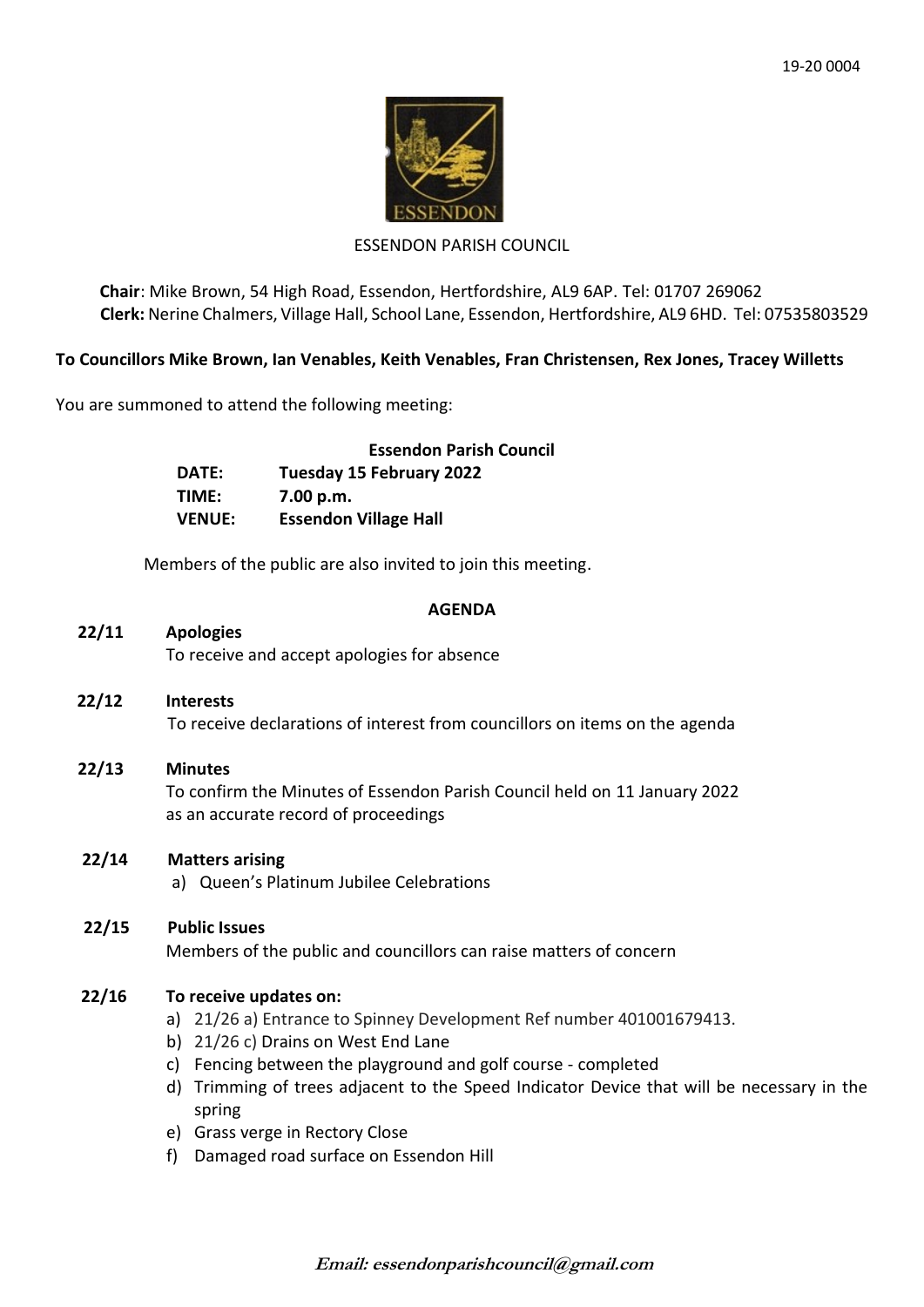19-20 0004

ESSENDON PARISH COUNCIL

**Chair**: Mike Brown, 54 High Road, Essendon, Hertfordshire, AL9 6AP. Tel: 01707 269062
**Clerk:** Nerine Chalmers, Village Hall, School Lane, Essendon, Hertfordshire, AL9 6HD. Tel: 07535803529

**To Councillors Mike Brown, Ian Venables, Keith Venables, Fran Christensen, Rex Jones, Tracey Willetts**

You are summoned to attend the following meeting:

**Essendon Parish Council**

**DATE:** **Tuesday 15 February 2022**
**TIME:** **7.00 p.m.**
**VENUE:** **Essendon Village Hall**

Members of the public are also invited to join this meeting.

## AGENDA

**22/11 Apologies**
To receive and accept apologies for absence

**22/12 Interests**
To receive declarations of interest from councillors on items on the agenda

**22/13 Minutes**
To confirm the Minutes of Essendon Parish Council held on 11 January 2022 as an accurate record of proceedings

**22/14 Matters arising**

a) Queen's Platinum Jubilee Celebrations

**22/15 Public Issues**
Members of the public and councillors can raise matters of concern

**22/16 To receive updates on:**

a) 21/26 a) Entrance to Spinney Development Ref number 401001679413.
b) 21/26 c) Drains on West End Lane
c) Fencing between the playground and golf course - completed
d) Trimming of trees adjacent to the Speed Indicator Device that will be necessary in the spring
e) Grass verge in Rectory Close
f) Damaged road surface on Essendon Hill

*Email: essendonparishcouncil@gmail.com*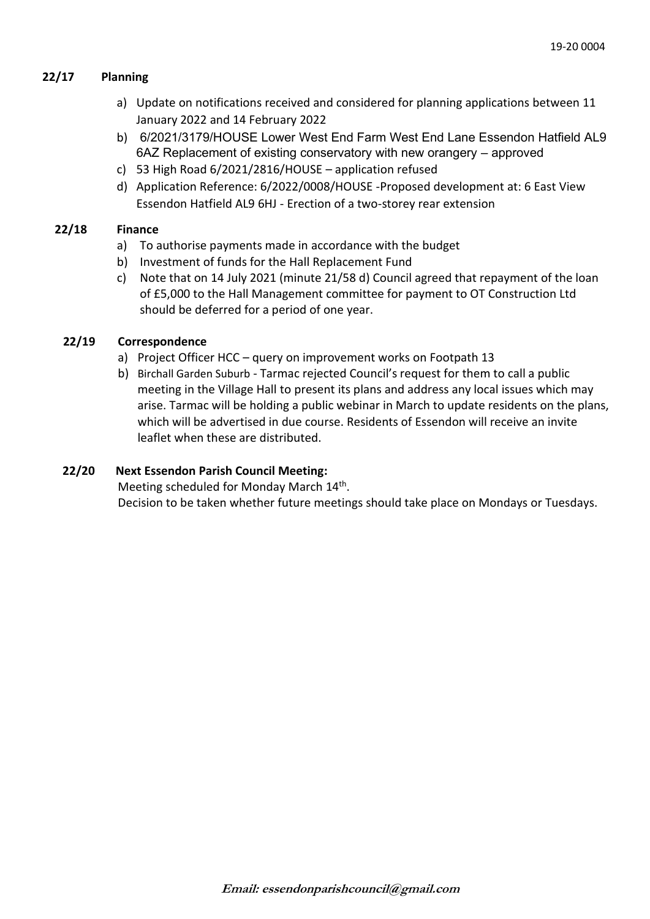**22/17 Planning**

a) Update on notifications received and considered for planning applications between 11 January 2022 and 14 February 2022
b) 6/2021/3179/HOUSE Lower West End Farm West End Lane Essendon Hatfield AL9 6AZ Replacement of existing conservatory with new orangery – approved
c) 53 High Road 6/2021/2816/HOUSE – application refused
d) Application Reference: 6/2022/0008/HOUSE -Proposed development at: 6 East View Essendon Hatfield AL9 6HJ - Erection of a two-storey rear extension

**22/18 Finance**

a) To authorise payments made in accordance with the budget
b) Investment of funds for the Hall Replacement Fund
c) Note that on 14 July 2021 (minute 21/58 d) Council agreed that repayment of the loan of £5,000 to the Hall Management committee for payment to OT Construction Ltd should be deferred for a period of one year.

**22/19 Correspondence**

a) Project Officer HCC – query on improvement works on Footpath 13
b) Birchall Garden Suburb - Tarmac rejected Council's request for them to call a public meeting in the Village Hall to present its plans and address any local issues which may arise. Tarmac will be holding a public webinar in March to update residents on the plans, which will be advertised in due course. Residents of Essendon will receive an invite leaflet when these are distributed.

**22/20 Next Essendon Parish Council Meeting:**

Meeting scheduled for Monday March 14th.
Decision to be taken whether future meetings should take place on Mondays or Tuesdays.